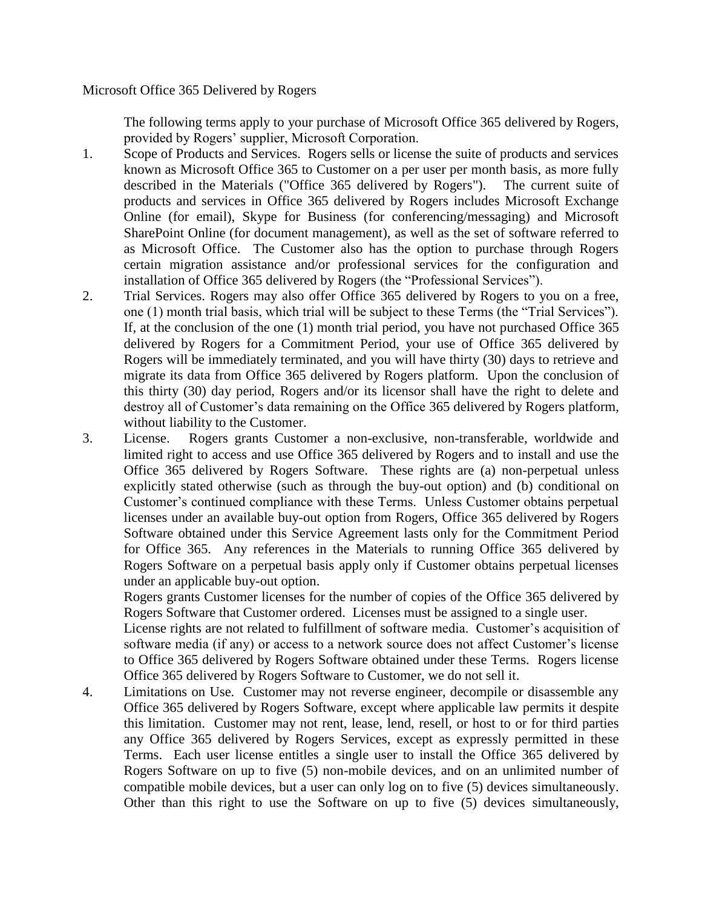Microsoft Office 365 Delivered by Rogers

The following terms apply to your purchase of Microsoft Office 365 delivered by Rogers, provided by Rogers' supplier, Microsoft Corporation.

1. Scope of Products and Services. Rogers sells or license the suite of products and services known as Microsoft Office 365 to Customer on a per user per month basis, as more fully described in the Materials ("Office 365 delivered by Rogers"). The current suite of products and services in Office 365 delivered by Rogers includes Microsoft Exchange Online (for email), Skype for Business (for conferencing/messaging) and Microsoft SharePoint Online (for document management), as well as the set of software referred to as Microsoft Office. The Customer also has the option to purchase through Rogers certain migration assistance and/or professional services for the configuration and installation of Office 365 delivered by Rogers (the "Professional Services").

2. Trial Services. Rogers may also offer Office 365 delivered by Rogers to you on a free, one (1) month trial basis, which trial will be subject to these Terms (the "Trial Services"). If, at the conclusion of the one (1) month trial period, you have not purchased Office 365 delivered by Rogers for a Commitment Period, your use of Office 365 delivered by Rogers will be immediately terminated, and you will have thirty (30) days to retrieve and migrate its data from Office 365 delivered by Rogers platform. Upon the conclusion of this thirty (30) day period, Rogers and/or its licensor shall have the right to delete and destroy all of Customer's data remaining on the Office 365 delivered by Rogers platform, without liability to the Customer.

3. License. Rogers grants Customer a non-exclusive, non-transferable, worldwide and limited right to access and use Office 365 delivered by Rogers and to install and use the Office 365 delivered by Rogers Software. These rights are (a) non-perpetual unless explicitly stated otherwise (such as through the buy-out option) and (b) conditional on Customer's continued compliance with these Terms. Unless Customer obtains perpetual licenses under an available buy-out option from Rogers, Office 365 delivered by Rogers Software obtained under this Service Agreement lasts only for the Commitment Period for Office 365. Any references in the Materials to running Office 365 delivered by Rogers Software on a perpetual basis apply only if Customer obtains perpetual licenses under an applicable buy-out option.

   Rogers grants Customer licenses for the number of copies of the Office 365 delivered by Rogers Software that Customer ordered. Licenses must be assigned to a single user.

   License rights are not related to fulfillment of software media. Customer's acquisition of software media (if any) or access to a network source does not affect Customer's license to Office 365 delivered by Rogers Software obtained under these Terms. Rogers license Office 365 delivered by Rogers Software to Customer, we do not sell it.

4. Limitations on Use. Customer may not reverse engineer, decompile or disassemble any Office 365 delivered by Rogers Software, except where applicable law permits it despite this limitation. Customer may not rent, lease, lend, resell, or host to or for third parties any Office 365 delivered by Rogers Services, except as expressly permitted in these Terms. Each user license entitles a single user to install the Office 365 delivered by Rogers Software on up to five (5) non-mobile devices, and on an unlimited number of compatible mobile devices, but a user can only log on to five (5) devices simultaneously. Other than this right to use the Software on up to five (5) devices simultaneously,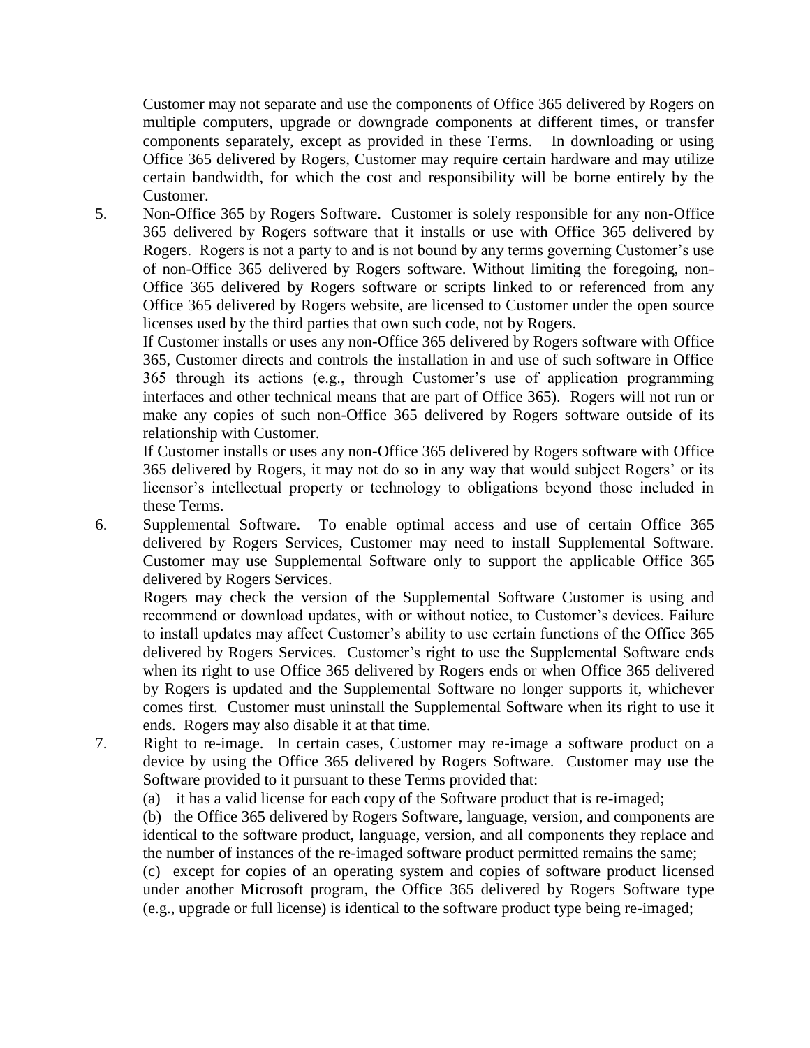Customer may not separate and use the components of Office 365 delivered by Rogers on multiple computers, upgrade or downgrade components at different times, or transfer components separately, except as provided in these Terms. In downloading or using Office 365 delivered by Rogers, Customer may require certain hardware and may utilize certain bandwidth, for which the cost and responsibility will be borne entirely by the Customer.

5. Non-Office 365 by Rogers Software. Customer is solely responsible for any non-Office 365 delivered by Rogers software that it installs or use with Office 365 delivered by Rogers. Rogers is not a party to and is not bound by any terms governing Customer's use of non-Office 365 delivered by Rogers software. Without limiting the foregoing, non-Office 365 delivered by Rogers software or scripts linked to or referenced from any Office 365 delivered by Rogers website, are licensed to Customer under the open source licenses used by the third parties that own such code, not by Rogers.

   If Customer installs or uses any non-Office 365 delivered by Rogers software with Office 365, Customer directs and controls the installation in and use of such software in Office 365 through its actions (e.g., through Customer's use of application programming interfaces and other technical means that are part of Office 365). Rogers will not run or make any copies of such non-Office 365 delivered by Rogers software outside of its relationship with Customer.

   If Customer installs or uses any non-Office 365 delivered by Rogers software with Office 365 delivered by Rogers, it may not do so in any way that would subject Rogers' or its licensor's intellectual property or technology to obligations beyond those included in these Terms.

6. Supplemental Software. To enable optimal access and use of certain Office 365 delivered by Rogers Services, Customer may need to install Supplemental Software. Customer may use Supplemental Software only to support the applicable Office 365 delivered by Rogers Services.

   Rogers may check the version of the Supplemental Software Customer is using and recommend or download updates, with or without notice, to Customer's devices. Failure to install updates may affect Customer's ability to use certain functions of the Office 365 delivered by Rogers Services. Customer's right to use the Supplemental Software ends when its right to use Office 365 delivered by Rogers ends or when Office 365 delivered by Rogers is updated and the Supplemental Software no longer supports it, whichever comes first. Customer must uninstall the Supplemental Software when its right to use it ends. Rogers may also disable it at that time.

7. Right to re-image. In certain cases, Customer may re-image a software product on a device by using the Office 365 delivered by Rogers Software. Customer may use the Software provided to it pursuant to these Terms provided that:

   (a) it has a valid license for each copy of the Software product that is re-imaged;

   (b) the Office 365 delivered by Rogers Software, language, version, and components are identical to the software product, language, version, and all components they replace and the number of instances of the re-imaged software product permitted remains the same;

   (c) except for copies of an operating system and copies of software product licensed under another Microsoft program, the Office 365 delivered by Rogers Software type (e.g., upgrade or full license) is identical to the software product type being re-imaged;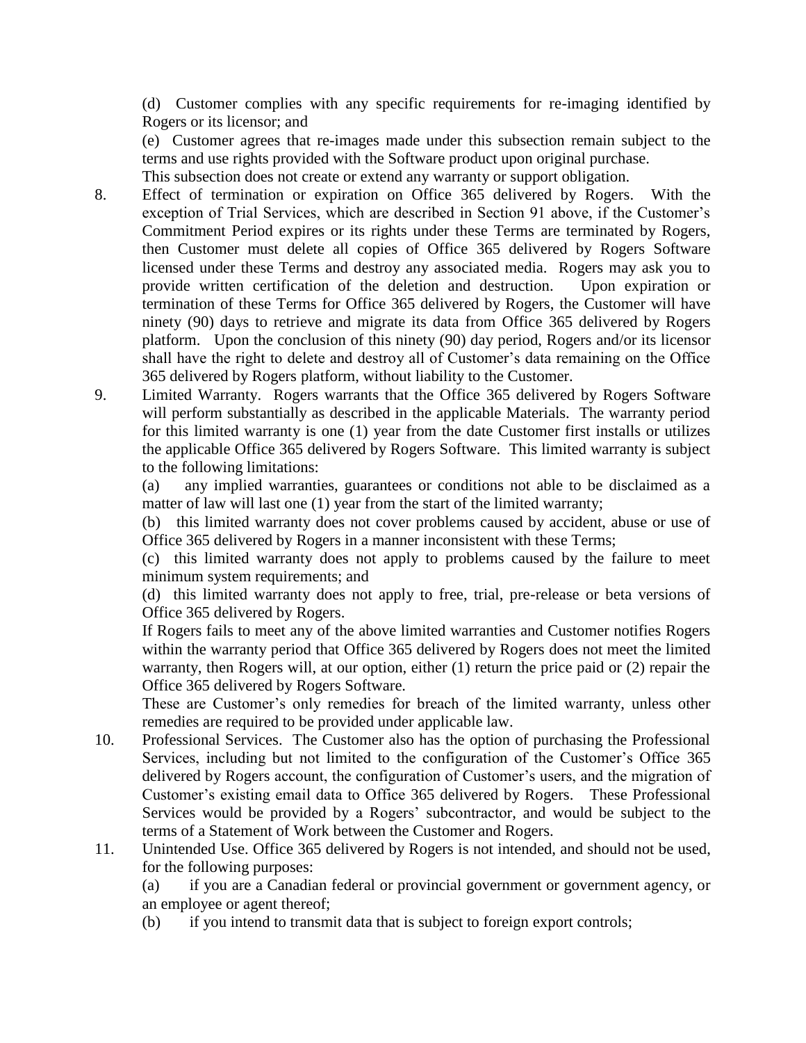(d) Customer complies with any specific requirements for re-imaging identified by Rogers or its licensor; and

(e) Customer agrees that re-images made under this subsection remain subject to the terms and use rights provided with the Software product upon original purchase.

This subsection does not create or extend any warranty or support obligation.

8. Effect of termination or expiration on Office 365 delivered by Rogers. With the exception of Trial Services, which are described in Section 91 above, if the Customer's Commitment Period expires or its rights under these Terms are terminated by Rogers, then Customer must delete all copies of Office 365 delivered by Rogers Software licensed under these Terms and destroy any associated media. Rogers may ask you to provide written certification of the deletion and destruction. Upon expiration or termination of these Terms for Office 365 delivered by Rogers, the Customer will have ninety (90) days to retrieve and migrate its data from Office 365 delivered by Rogers platform. Upon the conclusion of this ninety (90) day period, Rogers and/or its licensor shall have the right to delete and destroy all of Customer's data remaining on the Office 365 delivered by Rogers platform, without liability to the Customer.

9. Limited Warranty. Rogers warrants that the Office 365 delivered by Rogers Software will perform substantially as described in the applicable Materials. The warranty period for this limited warranty is one (1) year from the date Customer first installs or utilizes the applicable Office 365 delivered by Rogers Software. This limited warranty is subject to the following limitations:

(a) any implied warranties, guarantees or conditions not able to be disclaimed as a matter of law will last one (1) year from the start of the limited warranty;

(b) this limited warranty does not cover problems caused by accident, abuse or use of Office 365 delivered by Rogers in a manner inconsistent with these Terms;

(c) this limited warranty does not apply to problems caused by the failure to meet minimum system requirements; and

(d) this limited warranty does not apply to free, trial, pre-release or beta versions of Office 365 delivered by Rogers.

If Rogers fails to meet any of the above limited warranties and Customer notifies Rogers within the warranty period that Office 365 delivered by Rogers does not meet the limited warranty, then Rogers will, at our option, either (1) return the price paid or (2) repair the Office 365 delivered by Rogers Software.

These are Customer's only remedies for breach of the limited warranty, unless other remedies are required to be provided under applicable law.

10. Professional Services. The Customer also has the option of purchasing the Professional Services, including but not limited to the configuration of the Customer's Office 365 delivered by Rogers account, the configuration of Customer's users, and the migration of Customer's existing email data to Office 365 delivered by Rogers. These Professional Services would be provided by a Rogers' subcontractor, and would be subject to the terms of a Statement of Work between the Customer and Rogers.

11. Unintended Use. Office 365 delivered by Rogers is not intended, and should not be used, for the following purposes:

(a) if you are a Canadian federal or provincial government or government agency, or an employee or agent thereof;

(b) if you intend to transmit data that is subject to foreign export controls;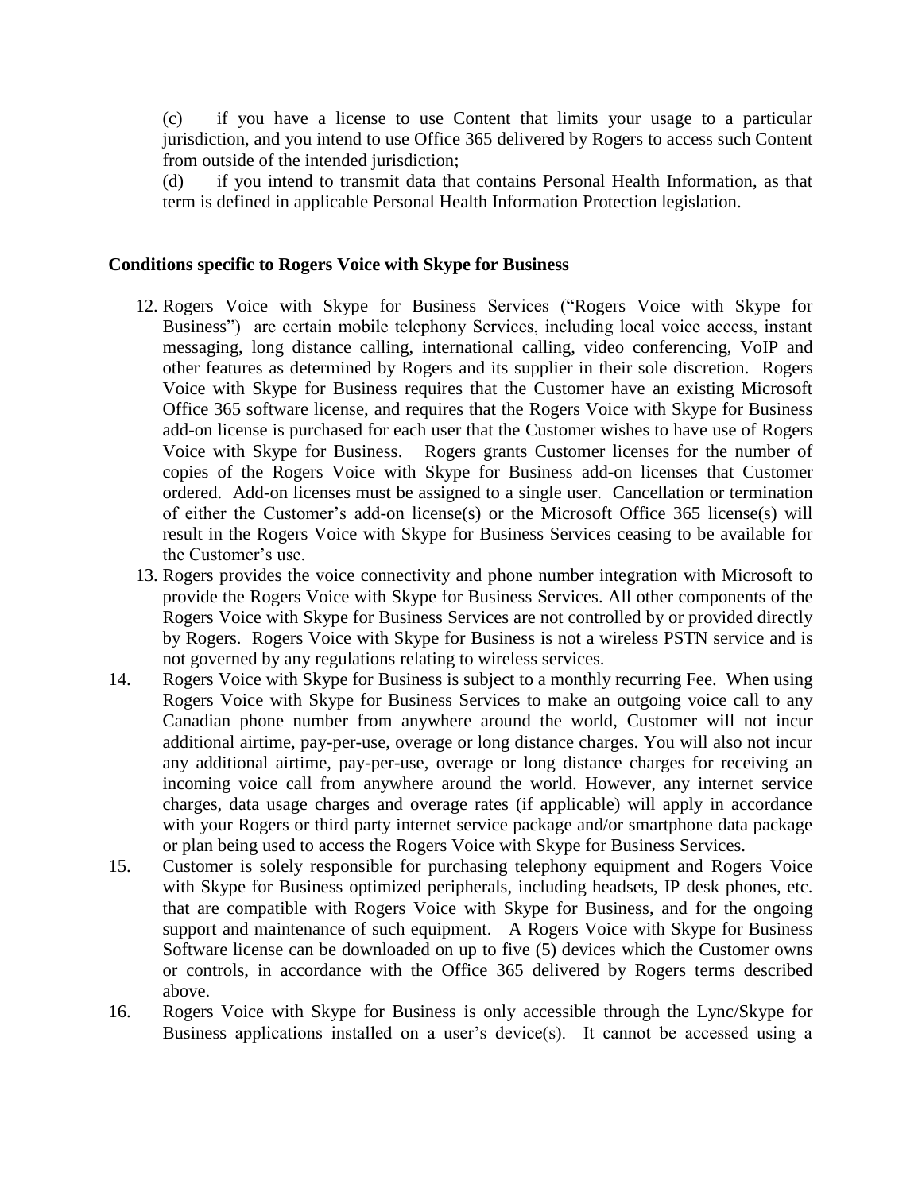(c) if you have a license to use Content that limits your usage to a particular jurisdiction, and you intend to use Office 365 delivered by Rogers to access such Content from outside of the intended jurisdiction;

(d) if you intend to transmit data that contains Personal Health Information, as that term is defined in applicable Personal Health Information Protection legislation.

**Conditions specific to Rogers Voice with Skype for Business**

12. Rogers Voice with Skype for Business Services ("Rogers Voice with Skype for Business") are certain mobile telephony Services, including local voice access, instant messaging, long distance calling, international calling, video conferencing, VoIP and other features as determined by Rogers and its supplier in their sole discretion. Rogers Voice with Skype for Business requires that the Customer have an existing Microsoft Office 365 software license, and requires that the Rogers Voice with Skype for Business add-on license is purchased for each user that the Customer wishes to have use of Rogers Voice with Skype for Business. Rogers grants Customer licenses for the number of copies of the Rogers Voice with Skype for Business add-on licenses that Customer ordered. Add-on licenses must be assigned to a single user. Cancellation or termination of either the Customer's add-on license(s) or the Microsoft Office 365 license(s) will result in the Rogers Voice with Skype for Business Services ceasing to be available for the Customer's use.
13. Rogers provides the voice connectivity and phone number integration with Microsoft to provide the Rogers Voice with Skype for Business Services. All other components of the Rogers Voice with Skype for Business Services are not controlled by or provided directly by Rogers. Rogers Voice with Skype for Business is not a wireless PSTN service and is not governed by any regulations relating to wireless services.
14. Rogers Voice with Skype for Business is subject to a monthly recurring Fee. When using Rogers Voice with Skype for Business Services to make an outgoing voice call to any Canadian phone number from anywhere around the world, Customer will not incur additional airtime, pay-per-use, overage or long distance charges. You will also not incur any additional airtime, pay-per-use, overage or long distance charges for receiving an incoming voice call from anywhere around the world. However, any internet service charges, data usage charges and overage rates (if applicable) will apply in accordance with your Rogers or third party internet service package and/or smartphone data package or plan being used to access the Rogers Voice with Skype for Business Services.
15. Customer is solely responsible for purchasing telephony equipment and Rogers Voice with Skype for Business optimized peripherals, including headsets, IP desk phones, etc. that are compatible with Rogers Voice with Skype for Business, and for the ongoing support and maintenance of such equipment. A Rogers Voice with Skype for Business Software license can be downloaded on up to five (5) devices which the Customer owns or controls, in accordance with the Office 365 delivered by Rogers terms described above.
16. Rogers Voice with Skype for Business is only accessible through the Lync/Skype for Business applications installed on a user's device(s). It cannot be accessed using a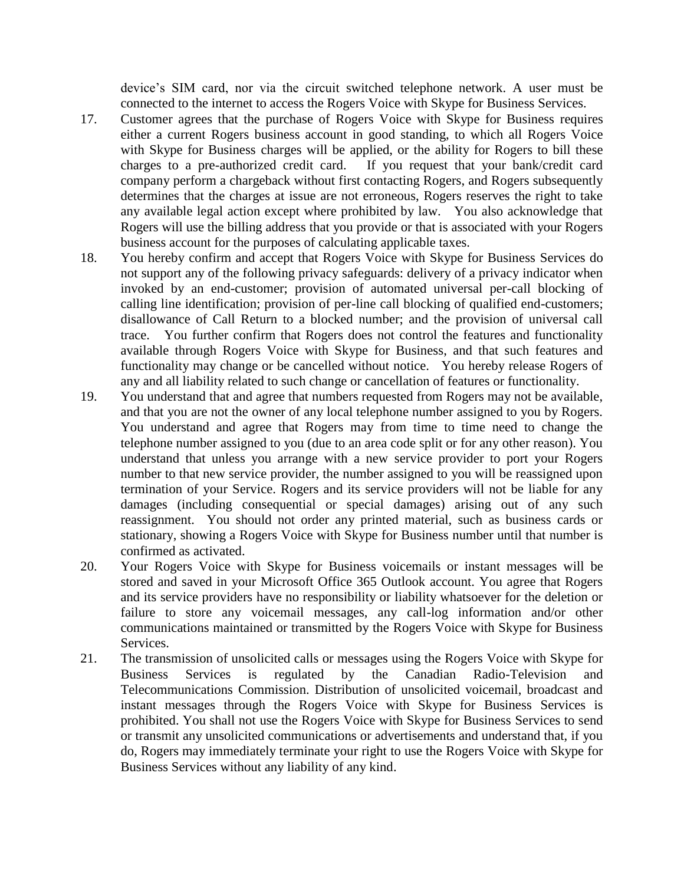device's SIM card, nor via the circuit switched telephone network. A user must be connected to the internet to access the Rogers Voice with Skype for Business Services.

17. Customer agrees that the purchase of Rogers Voice with Skype for Business requires either a current Rogers business account in good standing, to which all Rogers Voice with Skype for Business charges will be applied, or the ability for Rogers to bill these charges to a pre-authorized credit card. If you request that your bank/credit card company perform a chargeback without first contacting Rogers, and Rogers subsequently determines that the charges at issue are not erroneous, Rogers reserves the right to take any available legal action except where prohibited by law. You also acknowledge that Rogers will use the billing address that you provide or that is associated with your Rogers business account for the purposes of calculating applicable taxes.

18. You hereby confirm and accept that Rogers Voice with Skype for Business Services do not support any of the following privacy safeguards: delivery of a privacy indicator when invoked by an end-customer; provision of automated universal per-call blocking of calling line identification; provision of per-line call blocking of qualified end-customers; disallowance of Call Return to a blocked number; and the provision of universal call trace. You further confirm that Rogers does not control the features and functionality available through Rogers Voice with Skype for Business, and that such features and functionality may change or be cancelled without notice. You hereby release Rogers of any and all liability related to such change or cancellation of features or functionality.

19. You understand that and agree that numbers requested from Rogers may not be available, and that you are not the owner of any local telephone number assigned to you by Rogers. You understand and agree that Rogers may from time to time need to change the telephone number assigned to you (due to an area code split or for any other reason). You understand that unless you arrange with a new service provider to port your Rogers number to that new service provider, the number assigned to you will be reassigned upon termination of your Service. Rogers and its service providers will not be liable for any damages (including consequential or special damages) arising out of any such reassignment. You should not order any printed material, such as business cards or stationary, showing a Rogers Voice with Skype for Business number until that number is confirmed as activated.

20. Your Rogers Voice with Skype for Business voicemails or instant messages will be stored and saved in your Microsoft Office 365 Outlook account. You agree that Rogers and its service providers have no responsibility or liability whatsoever for the deletion or failure to store any voicemail messages, any call-log information and/or other communications maintained or transmitted by the Rogers Voice with Skype for Business Services.

21. The transmission of unsolicited calls or messages using the Rogers Voice with Skype for Business Services is regulated by the Canadian Radio-Television and Telecommunications Commission. Distribution of unsolicited voicemail, broadcast and instant messages through the Rogers Voice with Skype for Business Services is prohibited. You shall not use the Rogers Voice with Skype for Business Services to send or transmit any unsolicited communications or advertisements and understand that, if you do, Rogers may immediately terminate your right to use the Rogers Voice with Skype for Business Services without any liability of any kind.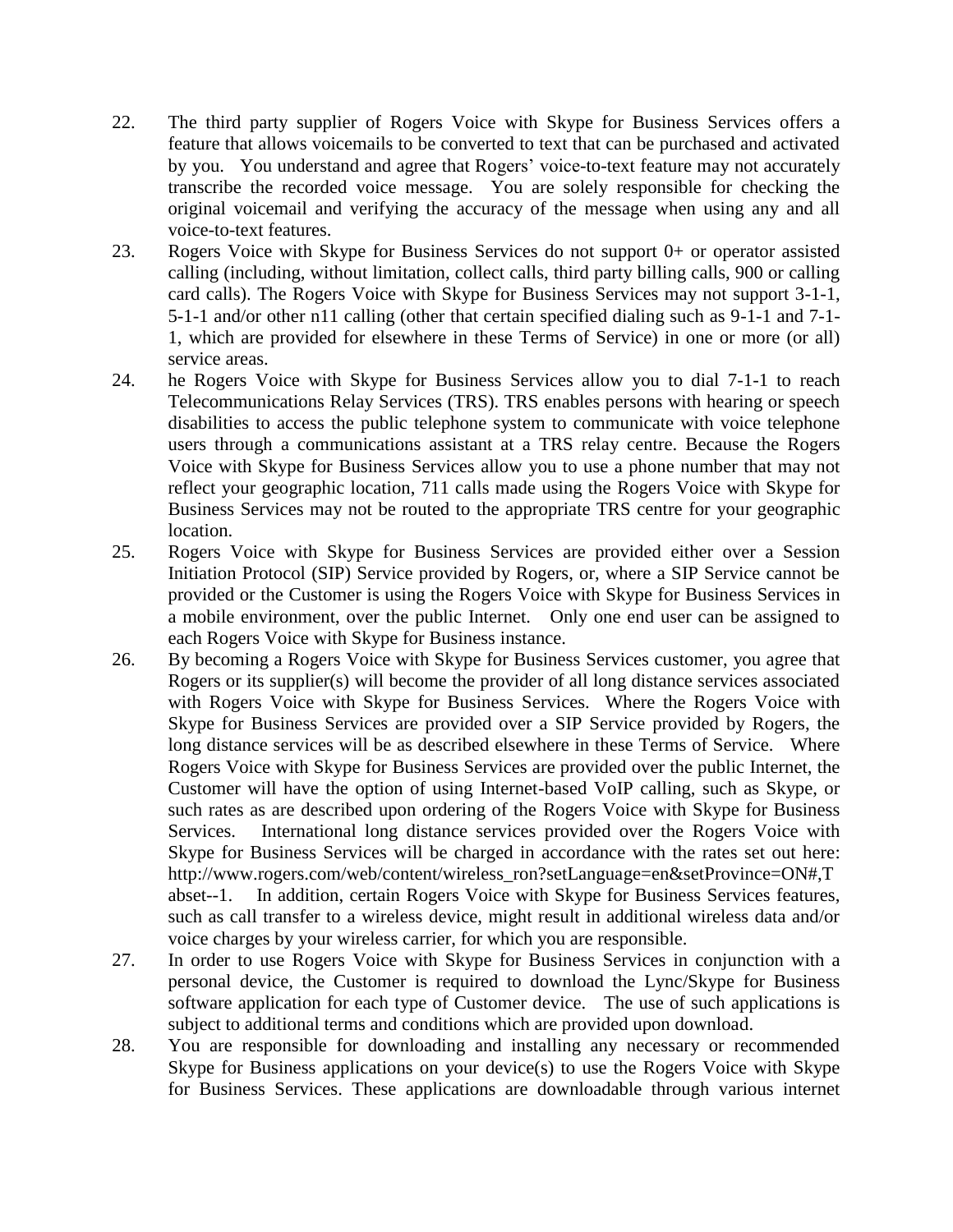22. The third party supplier of Rogers Voice with Skype for Business Services offers a feature that allows voicemails to be converted to text that can be purchased and activated by you. You understand and agree that Rogers' voice-to-text feature may not accurately transcribe the recorded voice message. You are solely responsible for checking the original voicemail and verifying the accuracy of the message when using any and all voice-to-text features.
23. Rogers Voice with Skype for Business Services do not support 0+ or operator assisted calling (including, without limitation, collect calls, third party billing calls, 900 or calling card calls). The Rogers Voice with Skype for Business Services may not support 3-1-1, 5-1-1 and/or other n11 calling (other that certain specified dialing such as 9-1-1 and 7-1-1, which are provided for elsewhere in these Terms of Service) in one or more (or all) service areas.
24. he Rogers Voice with Skype for Business Services allow you to dial 7-1-1 to reach Telecommunications Relay Services (TRS). TRS enables persons with hearing or speech disabilities to access the public telephone system to communicate with voice telephone users through a communications assistant at a TRS relay centre. Because the Rogers Voice with Skype for Business Services allow you to use a phone number that may not reflect your geographic location, 711 calls made using the Rogers Voice with Skype for Business Services may not be routed to the appropriate TRS centre for your geographic location.
25. Rogers Voice with Skype for Business Services are provided either over a Session Initiation Protocol (SIP) Service provided by Rogers, or, where a SIP Service cannot be provided or the Customer is using the Rogers Voice with Skype for Business Services in a mobile environment, over the public Internet. Only one end user can be assigned to each Rogers Voice with Skype for Business instance.
26. By becoming a Rogers Voice with Skype for Business Services customer, you agree that Rogers or its supplier(s) will become the provider of all long distance services associated with Rogers Voice with Skype for Business Services. Where the Rogers Voice with Skype for Business Services are provided over a SIP Service provided by Rogers, the long distance services will be as described elsewhere in these Terms of Service. Where Rogers Voice with Skype for Business Services are provided over the public Internet, the Customer will have the option of using Internet-based VoIP calling, such as Skype, or such rates as are described upon ordering of the Rogers Voice with Skype for Business Services. International long distance services provided over the Rogers Voice with Skype for Business Services will be charged in accordance with the rates set out here: http://www.rogers.com/web/content/wireless_ron?setLanguage=en&setProvince=ON#,Tabset--1. In addition, certain Rogers Voice with Skype for Business Services features, such as call transfer to a wireless device, might result in additional wireless data and/or voice charges by your wireless carrier, for which you are responsible.
27. In order to use Rogers Voice with Skype for Business Services in conjunction with a personal device, the Customer is required to download the Lync/Skype for Business software application for each type of Customer device. The use of such applications is subject to additional terms and conditions which are provided upon download.
28. You are responsible for downloading and installing any necessary or recommended Skype for Business applications on your device(s) to use the Rogers Voice with Skype for Business Services. These applications are downloadable through various internet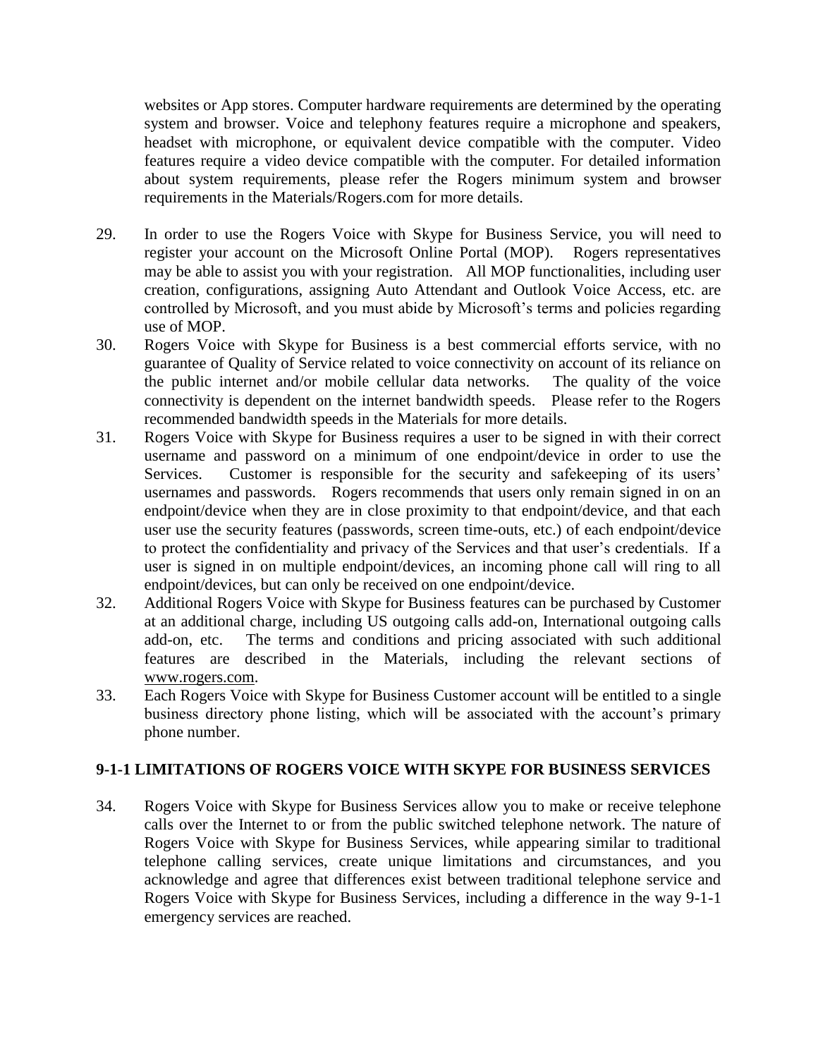websites or App stores. Computer hardware requirements are determined by the operating system and browser. Voice and telephony features require a microphone and speakers, headset with microphone, or equivalent device compatible with the computer. Video features require a video device compatible with the computer. For detailed information about system requirements, please refer the Rogers minimum system and browser requirements in the Materials/Rogers.com for more details.

29. In order to use the Rogers Voice with Skype for Business Service, you will need to register your account on the Microsoft Online Portal (MOP). Rogers representatives may be able to assist you with your registration. All MOP functionalities, including user creation, configurations, assigning Auto Attendant and Outlook Voice Access, etc. are controlled by Microsoft, and you must abide by Microsoft's terms and policies regarding use of MOP.
30. Rogers Voice with Skype for Business is a best commercial efforts service, with no guarantee of Quality of Service related to voice connectivity on account of its reliance on the public internet and/or mobile cellular data networks. The quality of the voice connectivity is dependent on the internet bandwidth speeds. Please refer to the Rogers recommended bandwidth speeds in the Materials for more details.
31. Rogers Voice with Skype for Business requires a user to be signed in with their correct username and password on a minimum of one endpoint/device in order to use the Services. Customer is responsible for the security and safekeeping of its users' usernames and passwords. Rogers recommends that users only remain signed in on an endpoint/device when they are in close proximity to that endpoint/device, and that each user use the security features (passwords, screen time-outs, etc.) of each endpoint/device to protect the confidentiality and privacy of the Services and that user's credentials. If a user is signed in on multiple endpoint/devices, an incoming phone call will ring to all endpoint/devices, but can only be received on one endpoint/device.
32. Additional Rogers Voice with Skype for Business features can be purchased by Customer at an additional charge, including US outgoing calls add-on, International outgoing calls add-on, etc. The terms and conditions and pricing associated with such additional features are described in the Materials, including the relevant sections of www.rogers.com.
33. Each Rogers Voice with Skype for Business Customer account will be entitled to a single business directory phone listing, which will be associated with the account's primary phone number.

**9-1-1 LIMITATIONS OF ROGERS VOICE WITH SKYPE FOR BUSINESS SERVICES**

34. Rogers Voice with Skype for Business Services allow you to make or receive telephone calls over the Internet to or from the public switched telephone network. The nature of Rogers Voice with Skype for Business Services, while appearing similar to traditional telephone calling services, create unique limitations and circumstances, and you acknowledge and agree that differences exist between traditional telephone service and Rogers Voice with Skype for Business Services, including a difference in the way 9-1-1 emergency services are reached.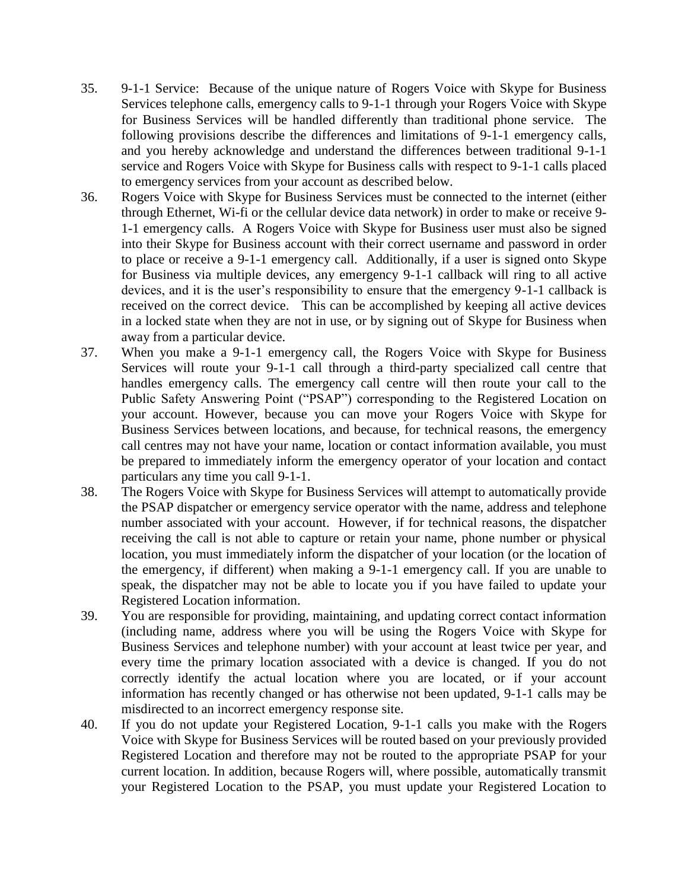35. 9-1-1 Service: Because of the unique nature of Rogers Voice with Skype for Business Services telephone calls, emergency calls to 9-1-1 through your Rogers Voice with Skype for Business Services will be handled differently than traditional phone service. The following provisions describe the differences and limitations of 9-1-1 emergency calls, and you hereby acknowledge and understand the differences between traditional 9-1-1 service and Rogers Voice with Skype for Business calls with respect to 9-1-1 calls placed to emergency services from your account as described below.

36. Rogers Voice with Skype for Business Services must be connected to the internet (either through Ethernet, Wi-fi or the cellular device data network) in order to make or receive 9-1-1 emergency calls. A Rogers Voice with Skype for Business user must also be signed into their Skype for Business account with their correct username and password in order to place or receive a 9-1-1 emergency call. Additionally, if a user is signed onto Skype for Business via multiple devices, any emergency 9-1-1 callback will ring to all active devices, and it is the user's responsibility to ensure that the emergency 9-1-1 callback is received on the correct device. This can be accomplished by keeping all active devices in a locked state when they are not in use, or by signing out of Skype for Business when away from a particular device.

37. When you make a 9-1-1 emergency call, the Rogers Voice with Skype for Business Services will route your 9-1-1 call through a third-party specialized call centre that handles emergency calls. The emergency call centre will then route your call to the Public Safety Answering Point ("PSAP") corresponding to the Registered Location on your account. However, because you can move your Rogers Voice with Skype for Business Services between locations, and because, for technical reasons, the emergency call centres may not have your name, location or contact information available, you must be prepared to immediately inform the emergency operator of your location and contact particulars any time you call 9-1-1.

38. The Rogers Voice with Skype for Business Services will attempt to automatically provide the PSAP dispatcher or emergency service operator with the name, address and telephone number associated with your account. However, if for technical reasons, the dispatcher receiving the call is not able to capture or retain your name, phone number or physical location, you must immediately inform the dispatcher of your location (or the location of the emergency, if different) when making a 9-1-1 emergency call. If you are unable to speak, the dispatcher may not be able to locate you if you have failed to update your Registered Location information.

39. You are responsible for providing, maintaining, and updating correct contact information (including name, address where you will be using the Rogers Voice with Skype for Business Services and telephone number) with your account at least twice per year, and every time the primary location associated with a device is changed. If you do not correctly identify the actual location where you are located, or if your account information has recently changed or has otherwise not been updated, 9-1-1 calls may be misdirected to an incorrect emergency response site.

40. If you do not update your Registered Location, 9-1-1 calls you make with the Rogers Voice with Skype for Business Services will be routed based on your previously provided Registered Location and therefore may not be routed to the appropriate PSAP for your current location. In addition, because Rogers will, where possible, automatically transmit your Registered Location to the PSAP, you must update your Registered Location to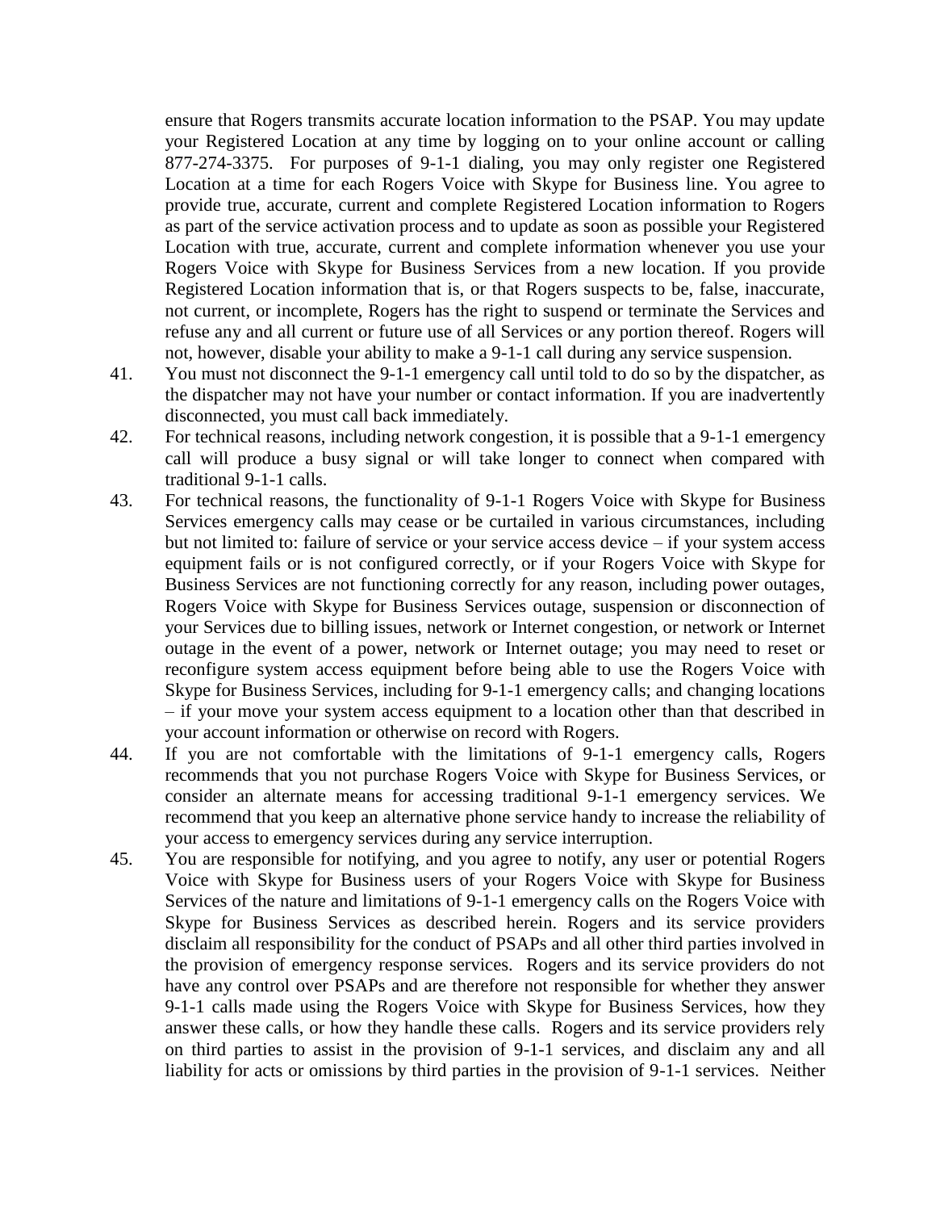ensure that Rogers transmits accurate location information to the PSAP. You may update your Registered Location at any time by logging on to your online account or calling 877-274-3375. For purposes of 9-1-1 dialing, you may only register one Registered Location at a time for each Rogers Voice with Skype for Business line. You agree to provide true, accurate, current and complete Registered Location information to Rogers as part of the service activation process and to update as soon as possible your Registered Location with true, accurate, current and complete information whenever you use your Rogers Voice with Skype for Business Services from a new location. If you provide Registered Location information that is, or that Rogers suspects to be, false, inaccurate, not current, or incomplete, Rogers has the right to suspend or terminate the Services and refuse any and all current or future use of all Services or any portion thereof. Rogers will not, however, disable your ability to make a 9-1-1 call during any service suspension.

41. You must not disconnect the 9-1-1 emergency call until told to do so by the dispatcher, as the dispatcher may not have your number or contact information. If you are inadvertently disconnected, you must call back immediately.

42. For technical reasons, including network congestion, it is possible that a 9-1-1 emergency call will produce a busy signal or will take longer to connect when compared with traditional 9-1-1 calls.

43. For technical reasons, the functionality of 9-1-1 Rogers Voice with Skype for Business Services emergency calls may cease or be curtailed in various circumstances, including but not limited to: failure of service or your service access device – if your system access equipment fails or is not configured correctly, or if your Rogers Voice with Skype for Business Services are not functioning correctly for any reason, including power outages, Rogers Voice with Skype for Business Services outage, suspension or disconnection of your Services due to billing issues, network or Internet congestion, or network or Internet outage in the event of a power, network or Internet outage; you may need to reset or reconfigure system access equipment before being able to use the Rogers Voice with Skype for Business Services, including for 9-1-1 emergency calls; and changing locations – if your move your system access equipment to a location other than that described in your account information or otherwise on record with Rogers.

44. If you are not comfortable with the limitations of 9-1-1 emergency calls, Rogers recommends that you not purchase Rogers Voice with Skype for Business Services, or consider an alternate means for accessing traditional 9-1-1 emergency services. We recommend that you keep an alternative phone service handy to increase the reliability of your access to emergency services during any service interruption.

45. You are responsible for notifying, and you agree to notify, any user or potential Rogers Voice with Skype for Business users of your Rogers Voice with Skype for Business Services of the nature and limitations of 9-1-1 emergency calls on the Rogers Voice with Skype for Business Services as described herein. Rogers and its service providers disclaim all responsibility for the conduct of PSAPs and all other third parties involved in the provision of emergency response services. Rogers and its service providers do not have any control over PSAPs and are therefore not responsible for whether they answer 9-1-1 calls made using the Rogers Voice with Skype for Business Services, how they answer these calls, or how they handle these calls. Rogers and its service providers rely on third parties to assist in the provision of 9-1-1 services, and disclaim any and all liability for acts or omissions by third parties in the provision of 9-1-1 services. Neither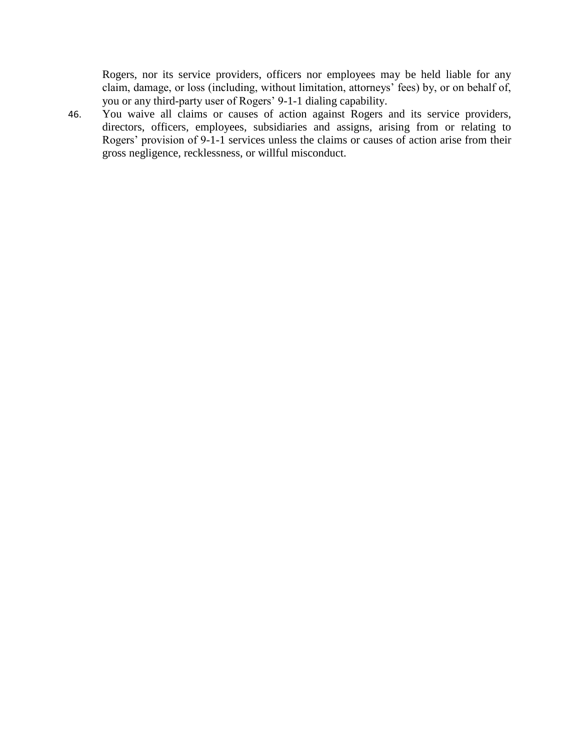Rogers, nor its service providers, officers nor employees may be held liable for any claim, damage, or loss (including, without limitation, attorneys' fees) by, or on behalf of, you or any third-party user of Rogers' 9-1-1 dialing capability.

46. You waive all claims or causes of action against Rogers and its service providers, directors, officers, employees, subsidiaries and assigns, arising from or relating to Rogers' provision of 9-1-1 services unless the claims or causes of action arise from their gross negligence, recklessness, or willful misconduct.